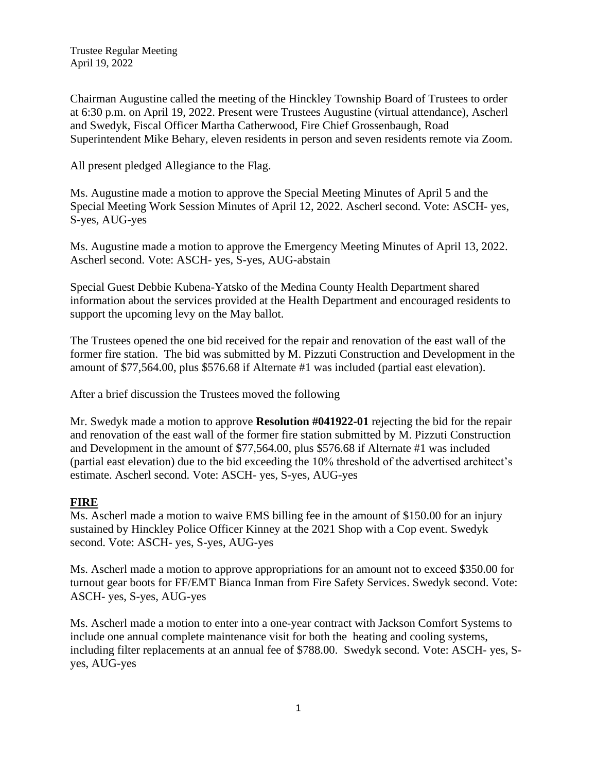Trustee Regular Meeting
April 19, 2022

Chairman Augustine called the meeting of the Hinckley Township Board of Trustees to order at 6:30 p.m. on April 19, 2022. Present were Trustees Augustine (virtual attendance), Ascherl and Swedyk, Fiscal Officer Martha Catherwood, Fire Chief Grossenbaugh, Road Superintendent Mike Behary, eleven residents in person and seven residents remote via Zoom.

All present pledged Allegiance to the Flag.

Ms. Augustine made a motion to approve the Special Meeting Minutes of April 5 and the Special Meeting Work Session Minutes of April 12, 2022. Ascherl second. Vote: ASCH- yes, S-yes, AUG-yes

Ms. Augustine made a motion to approve the Emergency Meeting Minutes of April 13, 2022. Ascherl second. Vote: ASCH- yes, S-yes, AUG-abstain

Special Guest Debbie Kubena-Yatsko of the Medina County Health Department shared information about the services provided at the Health Department and encouraged residents to support the upcoming levy on the May ballot.

The Trustees opened the one bid received for the repair and renovation of the east wall of the former fire station. The bid was submitted by M. Pizzuti Construction and Development in the amount of $77,564.00, plus $576.68 if Alternate #1 was included (partial east elevation).

After a brief discussion the Trustees moved the following

Mr. Swedyk made a motion to approve **Resolution #041922-01** rejecting the bid for the repair and renovation of the east wall of the former fire station submitted by M. Pizzuti Construction and Development in the amount of $77,564.00, plus $576.68 if Alternate #1 was included (partial east elevation) due to the bid exceeding the 10% threshold of the advertised architect's estimate. Ascherl second. Vote: ASCH- yes, S-yes, AUG-yes

## FIRE

Ms. Ascherl made a motion to waive EMS billing fee in the amount of $150.00 for an injury sustained by Hinckley Police Officer Kinney at the 2021 Shop with a Cop event. Swedyk second. Vote: ASCH- yes, S-yes, AUG-yes

Ms. Ascherl made a motion to approve appropriations for an amount not to exceed $350.00 for turnout gear boots for FF/EMT Bianca Inman from Fire Safety Services. Swedyk second. Vote: ASCH- yes, S-yes, AUG-yes

Ms. Ascherl made a motion to enter into a one-year contract with Jackson Comfort Systems to include one annual complete maintenance visit for both the heating and cooling systems, including filter replacements at an annual fee of $788.00. Swedyk second. Vote: ASCH- yes, S-yes, AUG-yes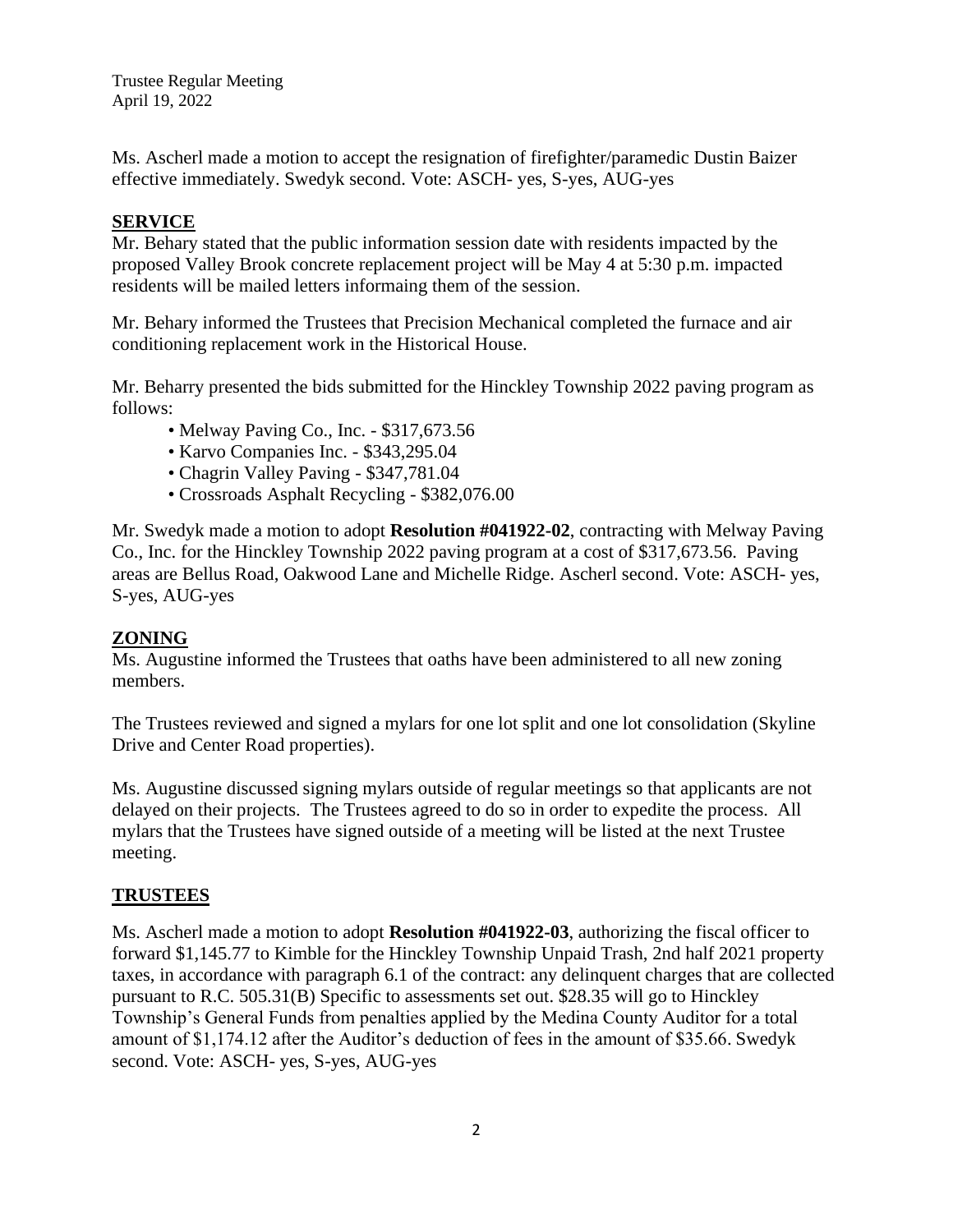Ms. Ascherl made a motion to accept the resignation of firefighter/paramedic Dustin Baizer effective immediately. Swedyk second. Vote: ASCH- yes, S-yes, AUG-yes

## SERVICE

Mr. Behary stated that the public information session date with residents impacted by the proposed Valley Brook concrete replacement project will be May 4 at 5:30 p.m. impacted residents will be mailed letters informaing them of the session.

Mr. Behary informed the Trustees that Precision Mechanical completed the furnace and air conditioning replacement work in the Historical House.

Mr. Beharry presented the bids submitted for the Hinckley Township 2022 paving program as follows:

- Melway Paving Co., Inc. - $317,673.56
- Karvo Companies Inc. - $343,295.04
- Chagrin Valley Paving - $347,781.04
- Crossroads Asphalt Recycling - $382,076.00

Mr. Swedyk made a motion to adopt **Resolution #041922-02**, contracting with Melway Paving Co., Inc. for the Hinckley Township 2022 paving program at a cost of $317,673.56. Paving areas are Bellus Road, Oakwood Lane and Michelle Ridge. Ascherl second. Vote: ASCH- yes, S-yes, AUG-yes

## ZONING

Ms. Augustine informed the Trustees that oaths have been administered to all new zoning members.

The Trustees reviewed and signed a mylars for one lot split and one lot consolidation (Skyline Drive and Center Road properties).

Ms. Augustine discussed signing mylars outside of regular meetings so that applicants are not delayed on their projects. The Trustees agreed to do so in order to expedite the process. All mylars that the Trustees have signed outside of a meeting will be listed at the next Trustee meeting.

## TRUSTEES

Ms. Ascherl made a motion to adopt **Resolution #041922-03**, authorizing the fiscal officer to forward $1,145.77 to Kimble for the Hinckley Township Unpaid Trash, 2nd half 2021 property taxes, in accordance with paragraph 6.1 of the contract: any delinquent charges that are collected pursuant to R.C. 505.31(B) Specific to assessments set out. $28.35 will go to Hinckley Township's General Funds from penalties applied by the Medina County Auditor for a total amount of $1,174.12 after the Auditor's deduction of fees in the amount of $35.66. Swedyk second. Vote: ASCH- yes, S-yes, AUG-yes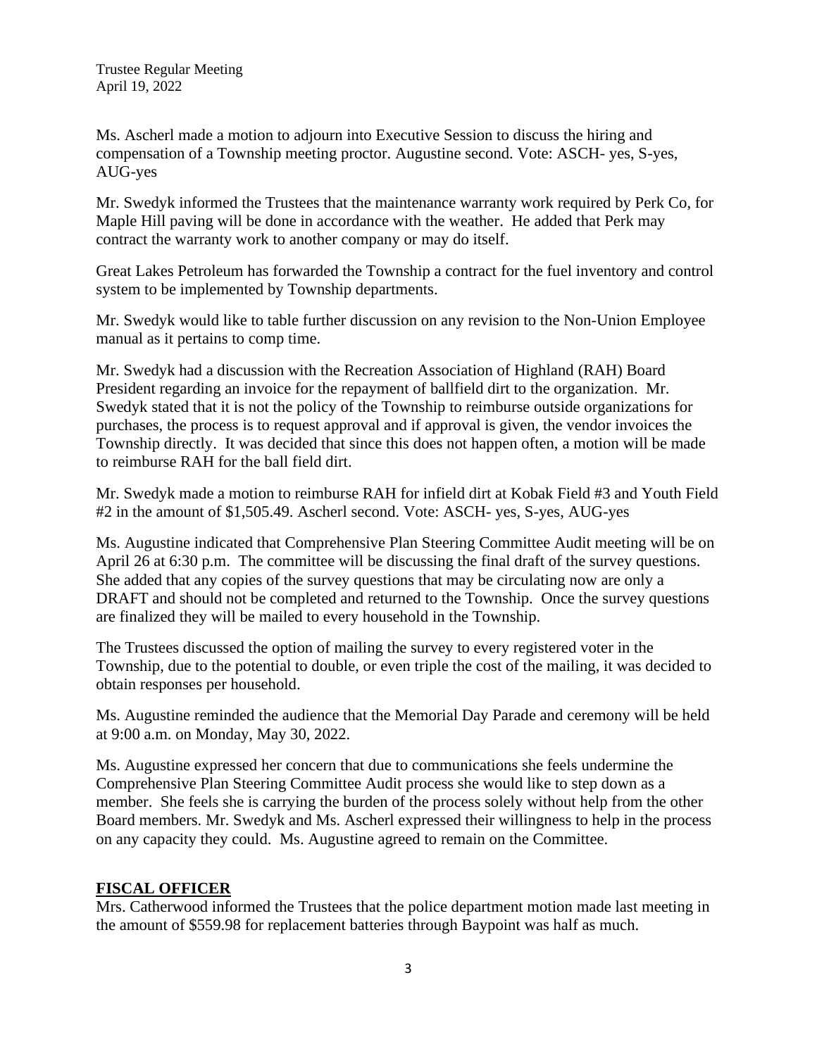Ms. Ascherl made a motion to adjourn into Executive Session to discuss the hiring and compensation of a Township meeting proctor. Augustine second. Vote: ASCH- yes, S-yes, AUG-yes

Mr. Swedyk informed the Trustees that the maintenance warranty work required by Perk Co, for Maple Hill paving will be done in accordance with the weather. He added that Perk may contract the warranty work to another company or may do itself.

Great Lakes Petroleum has forwarded the Township a contract for the fuel inventory and control system to be implemented by Township departments.

Mr. Swedyk would like to table further discussion on any revision to the Non-Union Employee manual as it pertains to comp time.

Mr. Swedyk had a discussion with the Recreation Association of Highland (RAH) Board President regarding an invoice for the repayment of ballfield dirt to the organization. Mr. Swedyk stated that it is not the policy of the Township to reimburse outside organizations for purchases, the process is to request approval and if approval is given, the vendor invoices the Township directly. It was decided that since this does not happen often, a motion will be made to reimburse RAH for the ball field dirt.

Mr. Swedyk made a motion to reimburse RAH for infield dirt at Kobak Field #3 and Youth Field #2 in the amount of $1,505.49. Ascherl second. Vote: ASCH- yes, S-yes, AUG-yes

Ms. Augustine indicated that Comprehensive Plan Steering Committee Audit meeting will be on April 26 at 6:30 p.m. The committee will be discussing the final draft of the survey questions. She added that any copies of the survey questions that may be circulating now are only a DRAFT and should not be completed and returned to the Township. Once the survey questions are finalized they will be mailed to every household in the Township.

The Trustees discussed the option of mailing the survey to every registered voter in the Township, due to the potential to double, or even triple the cost of the mailing, it was decided to obtain responses per household.

Ms. Augustine reminded the audience that the Memorial Day Parade and ceremony will be held at 9:00 a.m. on Monday, May 30, 2022.

Ms. Augustine expressed her concern that due to communications she feels undermine the Comprehensive Plan Steering Committee Audit process she would like to step down as a member. She feels she is carrying the burden of the process solely without help from the other Board members. Mr. Swedyk and Ms. Ascherl expressed their willingness to help in the process on any capacity they could. Ms. Augustine agreed to remain on the Committee.

## FISCAL OFFICER

Mrs. Catherwood informed the Trustees that the police department motion made last meeting in the amount of $559.98 for replacement batteries through Baypoint was half as much.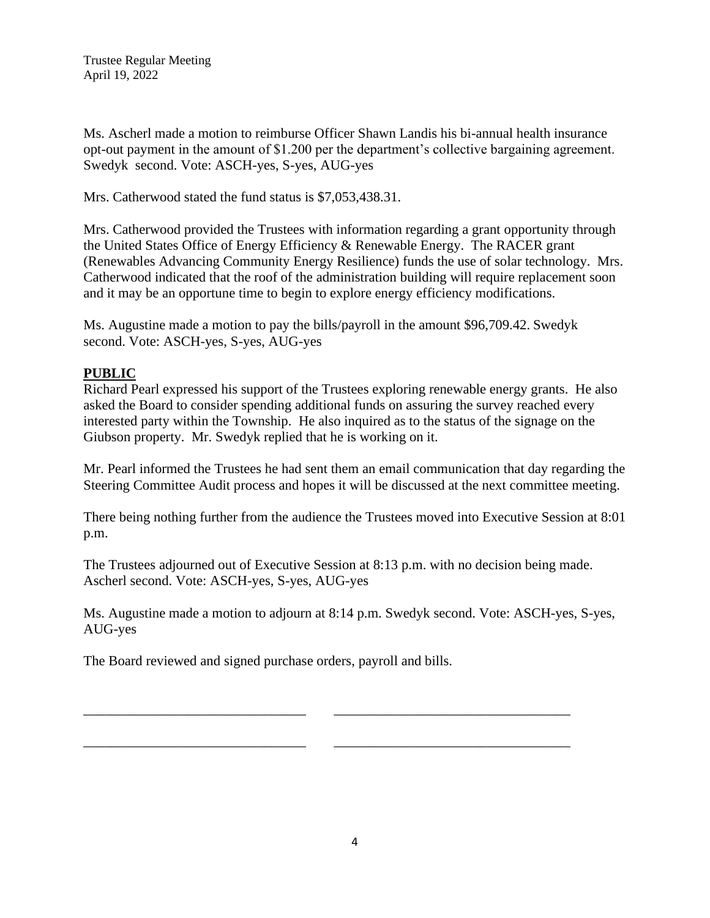Ms. Ascherl made a motion to reimburse Officer Shawn Landis his bi-annual health insurance opt-out payment in the amount of $1.200 per the department's collective bargaining agreement. Swedyk second. Vote: ASCH-yes, S-yes, AUG-yes

Mrs. Catherwood stated the fund status is $7,053,438.31.

Mrs. Catherwood provided the Trustees with information regarding a grant opportunity through the United States Office of Energy Efficiency & Renewable Energy. The RACER grant (Renewables Advancing Community Energy Resilience) funds the use of solar technology. Mrs. Catherwood indicated that the roof of the administration building will require replacement soon and it may be an opportune time to begin to explore energy efficiency modifications.

Ms. Augustine made a motion to pay the bills/payroll in the amount $96,709.42. Swedyk second. Vote: ASCH-yes, S-yes, AUG-yes

## PUBLIC

Richard Pearl expressed his support of the Trustees exploring renewable energy grants. He also asked the Board to consider spending additional funds on assuring the survey reached every interested party within the Township. He also inquired as to the status of the signage on the Giubson property. Mr. Swedyk replied that he is working on it.

Mr. Pearl informed the Trustees he had sent them an email communication that day regarding the Steering Committee Audit process and hopes it will be discussed at the next committee meeting.

There being nothing further from the audience the Trustees moved into Executive Session at 8:01 p.m.

The Trustees adjourned out of Executive Session at 8:13 p.m. with no decision being made. Ascherl second. Vote: ASCH-yes, S-yes, AUG-yes

Ms. Augustine made a motion to adjourn at 8:14 p.m. Swedyk second. Vote: ASCH-yes, S-yes, AUG-yes

The Board reviewed and signed purchase orders, payroll and bills.

\_\_\_\_\_\_\_\_\_\_\_\_\_\_\_\_\_\_\_\_\_\_\_\_\_\_\_\_\_\_\_\_ \_\_\_\_\_\_\_\_\_\_\_\_\_\_\_\_\_\_\_\_\_\_\_\_\_\_\_\_\_\_\_\_\_\_

\_\_\_\_\_\_\_\_\_\_\_\_\_\_\_\_\_\_\_\_\_\_\_\_\_\_\_\_\_\_\_\_ \_\_\_\_\_\_\_\_\_\_\_\_\_\_\_\_\_\_\_\_\_\_\_\_\_\_\_\_\_\_\_\_\_\_